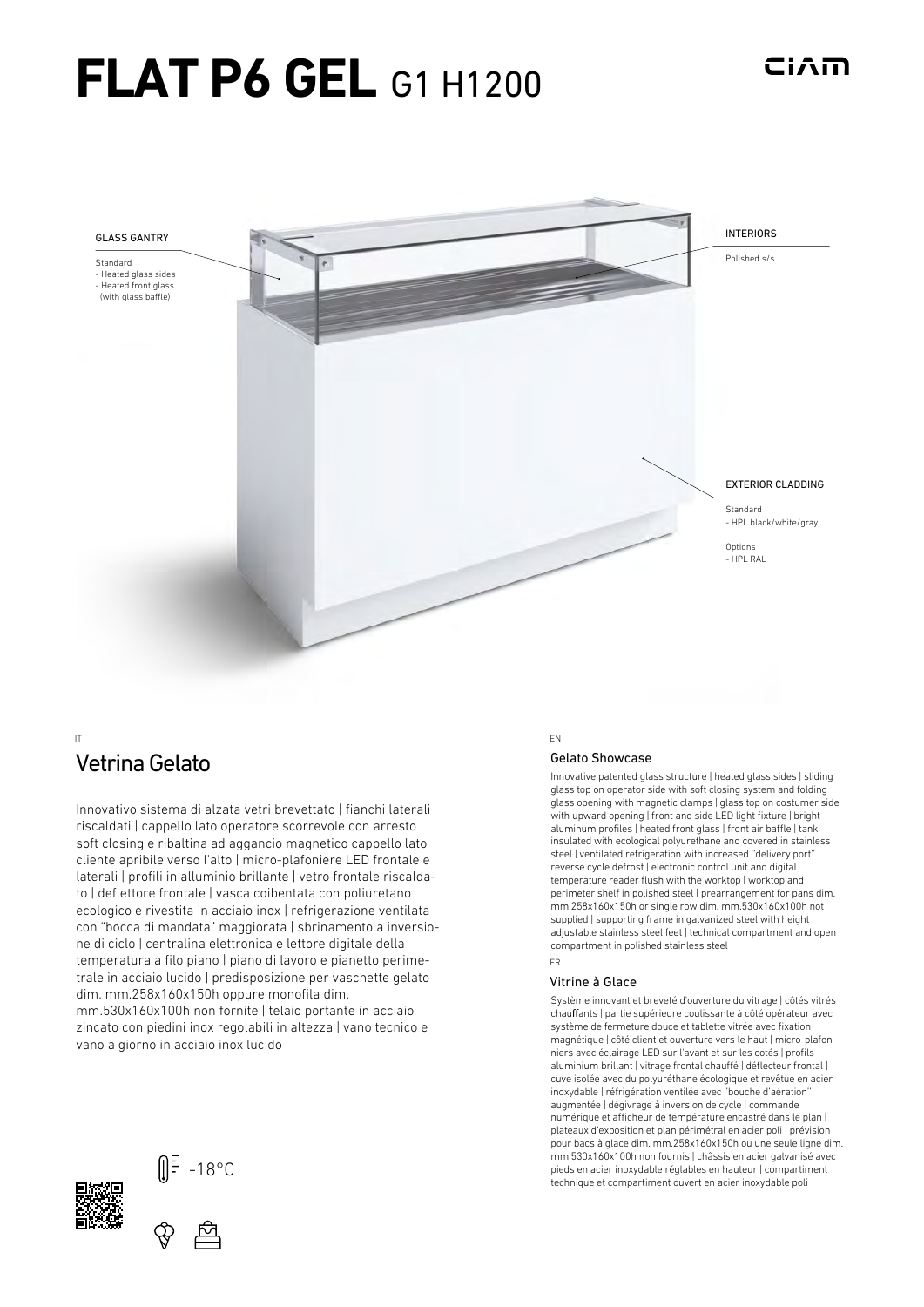# FLAT P6 GEL G1 H1200

CIAM

GLASS GANTRY

Standard
- Heated glass sides
- Heated front glass (with glass baffle)

INTERIORS

Polished s/s

EXTERIOR CLADDING

Standard
- HPL black/white/gray

Options
- HPL RAL

IT

## Vetrina Gelato

Innovativo sistema di alzata vetri brevettato | fianchi laterali riscaldati | cappello lato operatore scorrevole con arresto soft closing e ribaltina ad aggancio magnetico cappello lato cliente apribile verso l'alto | micro-plafoniere LED frontale e laterali | profili in alluminio brillante | vetro frontale riscaldato | deflettore frontale | vasca coibentata con poliuretano ecologico e rivestita in acciaio inox | refrigerazione ventilata con "bocca di mandata" maggiorata | sbrinamento a inversione di ciclo | centralina elettronica e lettore digitale della temperatura a filo piano | piano di lavoro e pianetto perimetrale in acciaio lucido | predisposizione per vaschette gelato dim. mm.258x160x150h oppure monofila dim. mm.530x160x100h non fornite | telaio portante in acciaio zincato con piedini inox regolabili in altezza | vano tecnico e vano a giorno in acciaio inox lucido

EN

### Gelato Showcase

Innovative patented glass structure | heated glass sides | sliding glass top on operator side with soft closing system and folding glass opening with magnetic clamps | glass top on costumer side with upward opening | front and side LED light fixture | bright aluminum profiles | heated front glass | front air baffle | tank insulated with ecological polyurethane and covered in stainless steel | ventilated refrigeration with increased "delivery port" | reverse cycle defrost | electronic control unit and digital temperature reader flush with the worktop | worktop and perimeter shelf in polished steel | prearrangement for pans dim. mm.258x160x150h or single row dim. mm.530x160x100h not supplied | supporting frame in galvanized steel with height adjustable stainless steel feet | technical compartment and open compartment in polished stainless steel

FR

### Vitrine à Glace

Système innovant et breveté d'ouverture du vitrage | côtés vitrés chauffants | partie supérieure coulissante à côté opérateur avec système de fermeture douce et tablette vitrée avec fixation magnétique | côté client et ouverture vers le haut | micro-plafonniers avec éclairage LED sur l'avant et sur les cotés | profils aluminium brillant | vitrage frontal chauffé | déflecteur frontal | cuve isolée avec du polyuréthane écologique et revêtue en acier inoxydable | réfrigération ventilée avec "bouche d'aération" augmentée | dégivrage à inversion de cycle | commande numérique et afficheur de température encastré dans le plan | plateaux d'exposition et plan périmétral en acier poli | prévision pour bacs à glace dim. mm.258x160x150h ou une seule ligne dim. mm.530x160x100h non fournis | châssis en acier galvanisé avec pieds en acier inoxydable réglables en hauteur | compartiment technique et compartiment ouvert en acier inoxydable poli

-18°C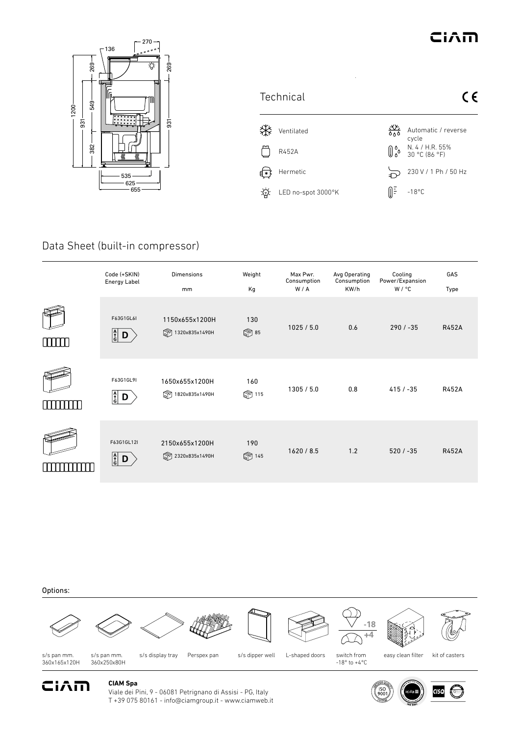## Technical

| | | | |
|---|---|---|---|
| Ventilated | | Automatic / reverse cycle | |
| R452A | | N. 4 / H.R. 55% 30 °C (86 °F) | |
| Hermetic | | 230 V / 1 Ph / 50 Hz | |
| LED no-spot 3000°K | | -18°C | |

## Data Sheet (built-in compressor)

| | Code (+SKIN) Energy Label | Dimensions mm | Weight Kg | Max Pwr. Consumption W / A | Avg Operating Consumption KW/h | Cooling Power/Expansion W / °C | GAS Type |
|---|---|---|---|---|---|---|---|
| | F63G1GL6I D | 1150x655x1200H 1320x835x1490H | 130 85 | 1025 / 5.0 | 0.6 | 290 / -35 | R452A |
| | F63G1GL9I D | 1650x655x1200H 1820x835x1490H | 160 115 | 1305 / 5.0 | 0.8 | 415 / -35 | R452A |
| | F63G1GL12I D | 2150x655x1200H 2320x835x1490H | 190 145 | 1620 / 8.5 | 1.2 | 520 / -35 | R452A |

Options:

s/s pan mm. 360x165x120H

s/s pan mm. 360x250x80H

s/s display tray

Perspex pan

s/s dipper well

L-shaped doors

switch from -18° to +4°C

easy clean filter

kit of casters

**CIAM Spa**
Viale dei Pini, 9 - 06081 Petrignano di Assisi - PG, Italy
T +39 075 80161 - info@ciamgroup.it - www.ciamweb.it